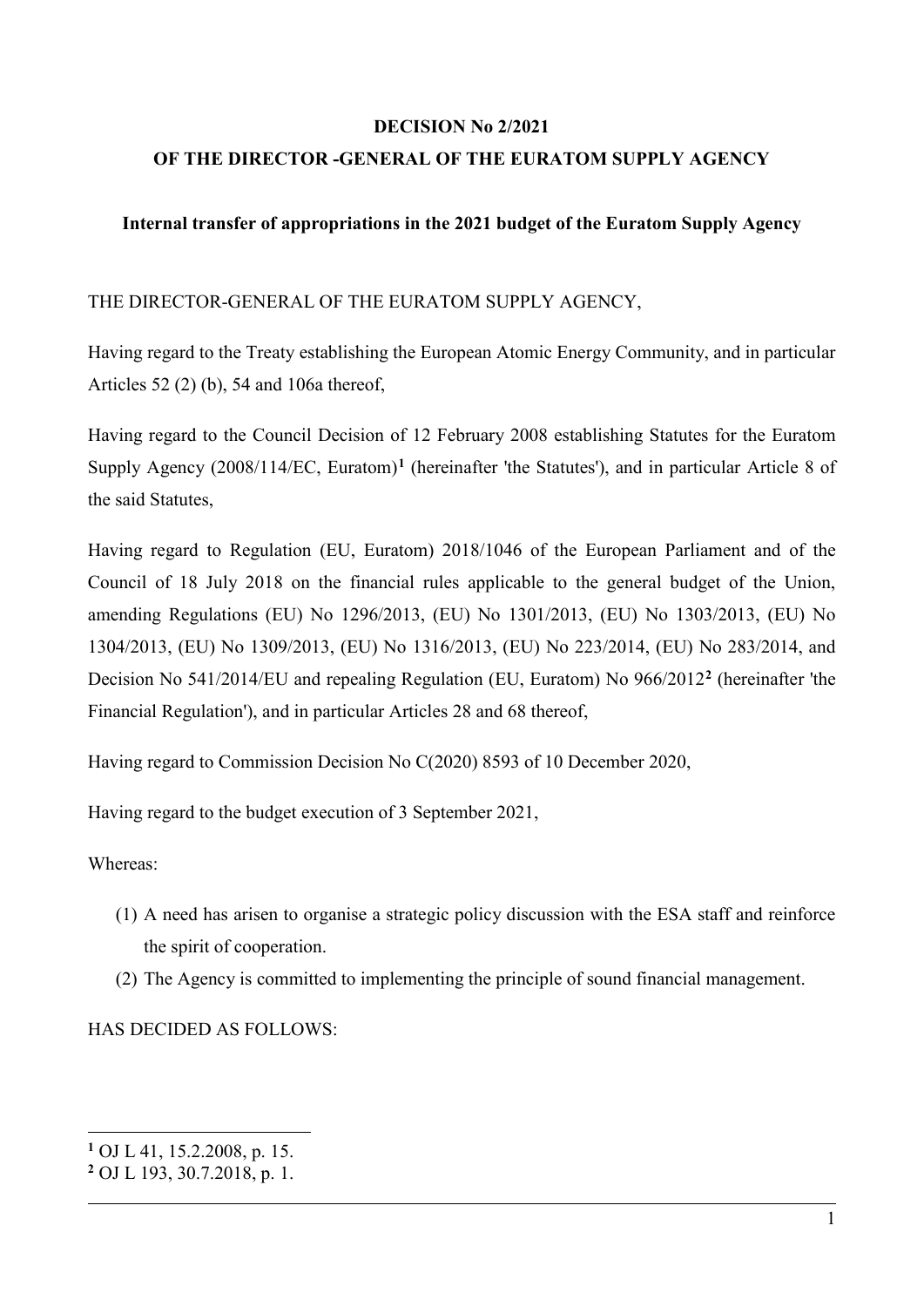# DECISION No 2/2021

## OF THE DIRECTOR -GENERAL OF THE EURATOM SUPPLY AGENCY

### Internal transfer of appropriations in the 2021 budget of the Euratom Supply Agency

THE DIRECTOR-GENERAL OF THE EURATOM SUPPLY AGENCY,

Having regard to the Treaty establishing the European Atomic Energy Community, and in particular Articles 52 (2) (b), 54 and 106a thereof,

Having regard to the Council Decision of 12 February 2008 establishing Statutes for the Euratom Supply Agency (2008/114/EC, Euratom)[1] (hereinafter 'the Statutes'), and in particular Article 8 of the said Statutes,

Having regard to Regulation (EU, Euratom) 2018/1046 of the European Parliament and of the Council of 18 July 2018 on the financial rules applicable to the general budget of the Union, amending Regulations (EU) No 1296/2013, (EU) No 1301/2013, (EU) No 1303/2013, (EU) No 1304/2013, (EU) No 1309/2013, (EU) No 1316/2013, (EU) No 223/2014, (EU) No 283/2014, and Decision No 541/2014/EU and repealing Regulation (EU, Euratom) No 966/2012[2] (hereinafter 'the Financial Regulation'), and in particular Articles 28 and 68 thereof,

Having regard to Commission Decision No C(2020) 8593 of 10 December 2020,

Having regard to the budget execution of 3 September 2021,

Whereas:

(1) A need has arisen to organise a strategic policy discussion with the ESA staff and reinforce the spirit of cooperation.

(2) The Agency is committed to implementing the principle of sound financial management.

HAS DECIDED AS FOLLOWS:

---

[1] OJ L 41, 15.2.2008, p. 15.

[2] OJ L 193, 30.7.2018, p. 1.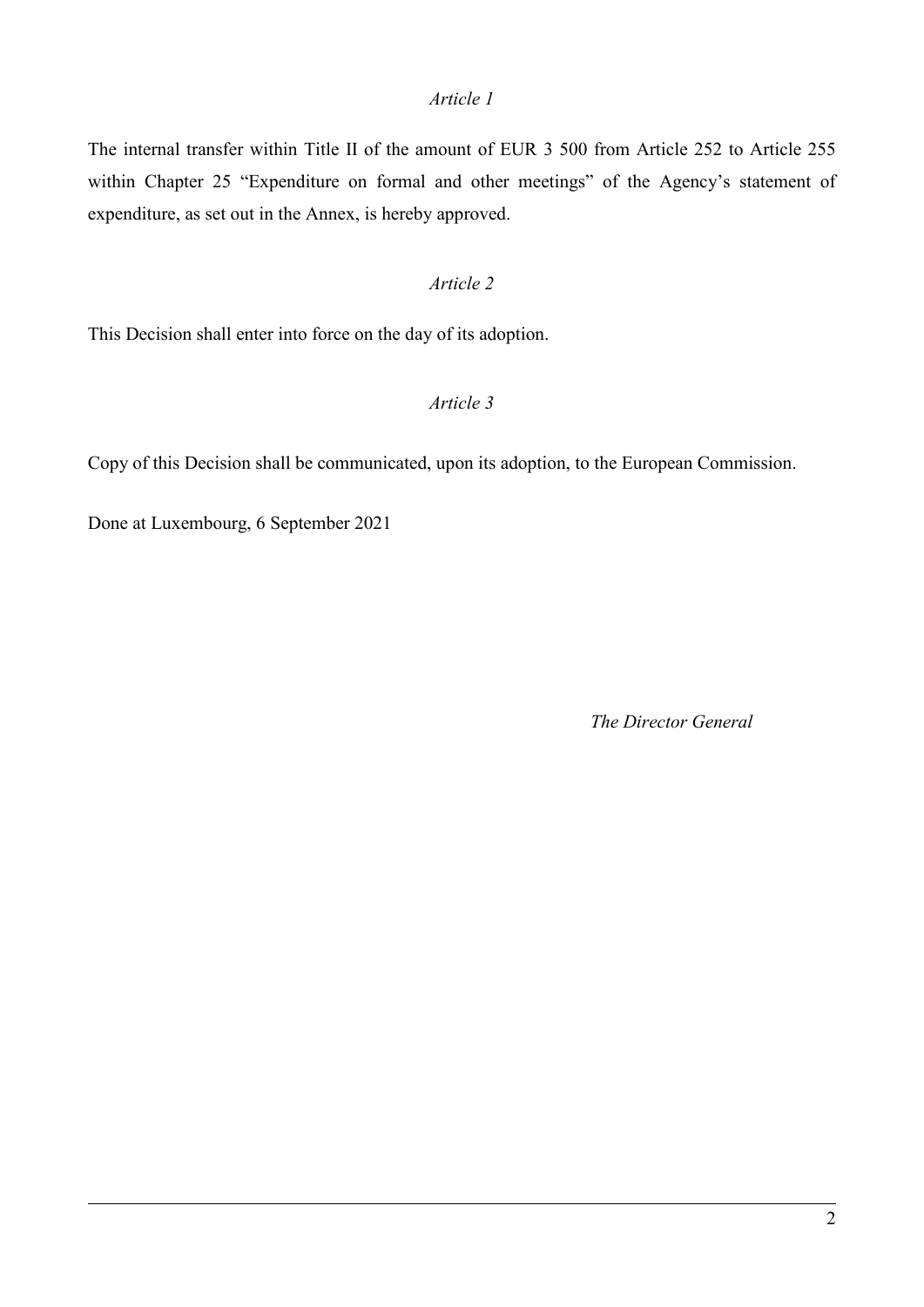*Article 1*

The internal transfer within Title II of the amount of EUR 3 500 from Article 252 to Article 255 within Chapter 25 "Expenditure on formal and other meetings" of the Agency's statement of expenditure, as set out in the Annex, is hereby approved.

*Article 2*

This Decision shall enter into force on the day of its adoption.

*Article 3*

Copy of this Decision shall be communicated, upon its adoption, to the European Commission.

Done at Luxembourg, 6 September 2021

*The Director General*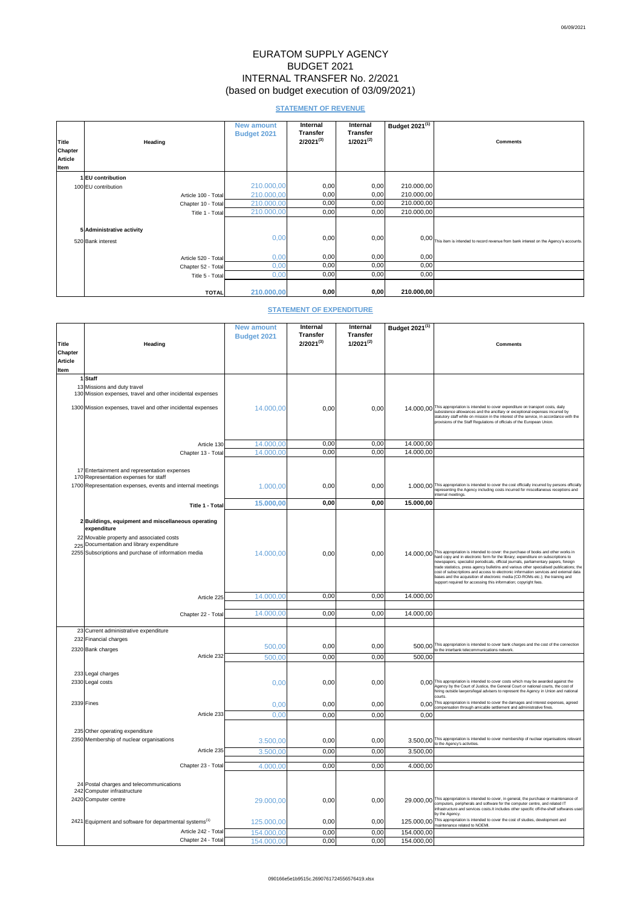# EURATOM SUPPLY AGENCY
# BUDGET 2021
# INTERNAL TRANSFER No. 2/2021
# (based on budget execution of 03/09/2021)

## STATEMENT OF REVENUE

| Title Chapter Article Item | Heading | New amount Budget 2021 | Internal Transfer 2/2021[3] | Internal Transfer 1/2021[2] | Budget 2021[1] | Comments |
|---|---|---|---|---|---|---|
| 1 | **EU contribution** | | | | | |
| 100 | EU contribution | 210.000,00 | 0,00 | 0,00 | 210.000,00 | |
| | Article 100 - Total | 210.000,00 | 0,00 | 0,00 | 210.000,00 | |
| | Chapter 10 - Total | 210.000,00 | 0,00 | 0,00 | 210.000,00 | |
| | Title 1 - Total | 210.000,00 | 0,00 | 0,00 | 210.000,00 | |
| 5 | **Administrative activity** | | | | | |
| 520 | Bank interest | 0,00 | 0,00 | 0,00 | 0,00 | This item is intended to record revenue from bank interest on the Agency's accounts. |
| | Article 520 - Total | 0,00 | 0,00 | 0,00 | 0,00 | |
| | Chapter 52 - Total | 0,00 | 0,00 | 0,00 | 0,00 | |
| | Title 5 - Total | 0,00 | 0,00 | 0,00 | 0,00 | |
| | **TOTAL** | **210.000,00** | **0,00** | **0,00** | **210.000,00** | |

## STATEMENT OF EXPENDITURE

| Title Chapter Article Item | Heading | New amount Budget 2021 | Internal Transfer 2/2021[3] | Internal Transfer 1/2021[2] | Budget 2021[1] | Comments |
|---|---|---|---|---|---|---|
| 1 | **Staff** | | | | | |
| 13 | Missions and duty travel | | | | | |
| 130 | Mission expenses, travel and other incidental expenses | | | | | |
| 1300 | Mission expenses, travel and other incidental expenses | 14.000,00 | 0,00 | 0,00 | 14.000,00 | This appropriation is intended to cover expenditure on transport costs, daily subsistence allowances and the ancillary or exceptional expenses incurred by statutory staff while on mission in the interest of the service, in accordance with the provisions of the Staff Regulations of officials of the European Union. |
| | Article 130 | 14.000,00 | 0,00 | 0,00 | 14.000,00 | |
| | Chapter 13 - Total | 14.000,00 | 0,00 | 0,00 | 14.000,00 | |
| 17 | Entertainment and representation expenses | | | | | |
| 170 | Representation expenses for staff | | | | | |
| 1700 | Representation expenses, events and internal meetings | 1.000,00 | 0,00 | 0,00 | 1.000,00 | This appropriation is intended to cover the cost officially incurred by persons officially representing the Agency including costs incurred for miscellaneous receptions and internal meetings. |
| | **Title 1 - Total** | **15.000,00** | **0,00** | **0,00** | **15.000,00** | |
| 2 | **Buildings, equipment and miscellaneous operating expenditure** | | | | | |
| 22 | Movable property and associated costs | | | | | |
| 225 | Documentation and library expenditure | | | | | |
| 2255 | Subscriptions and purchase of information media | 14.000,00 | 0,00 | 0,00 | 14.000,00 | This appropriation is intended to cover: the purchase of books and other works in hard copy and in electronic form for the library; expenditure on subscriptions to newspapers, specialist periodicals, official journals, parliamentary papers, foreign trade statistics, press agency bulletins and various other specialised publications; the cost of subscriptions and access to electronic information services and external data bases and the acquisition of electronic media (CD-ROMs etc.); the training and support required for accessing this information; copyright fees. |
| | Article 225 | 14.000,00 | 0,00 | 0,00 | 14.000,00 | |
| | Chapter 22 - Total | 14.000,00 | 0,00 | 0,00 | 14.000,00 | |
| 23 | Current administrative expenditure | | | | | |
| 232 | Financial charges | | | | | |
| 2320 | Bank charges | 500,00 | 0,00 | 0,00 | 500,00 | This appropriation is intended to cover bank charges and the cost of the connection to the interbank telecommunications network. |
| | Article 232 | 500,00 | 0,00 | 0,00 | 500,00 | |
| 233 | Legal charges | | | | | |
| 2330 | Legal costs | 0,00 | 0,00 | 0,00 | 0,00 | This appropriation is intended to cover costs which may be awarded against the Agency by the Court of Justice, the General Court or national courts, the cost of hiring outside lawyers/legal advisers to represent the Agency in Union and national courts. |
| 2339 | Fines | 0,00 | 0,00 | 0,00 | 0,00 | This appropriation is intended to cover the damages and interest expenses, agreed compensation through amicable settlement and administrative fines. |
| | Article 233 | 0,00 | 0,00 | 0,00 | 0,00 | |
| 235 | Other operating expenditure | | | | | |
| 2350 | Membership of nuclear organisations | 3.500,00 | 0,00 | 0,00 | 3.500,00 | This appropriation is intended to cover membership of nuclear organisations relevant to the Agency's activities. |
| | Article 235 | 3.500,00 | 0,00 | 0,00 | 3.500,00 | |
| | Chapter 23 - Total | 4.000,00 | 0,00 | 0,00 | 4.000,00 | |
| 24 | Postal charges and telecommunications | | | | | |
| 242 | Computer infrastructure | | | | | |
| 2420 | Computer centre | 29.000,00 | 0,00 | 0,00 | 29.000,00 | This appropriation is intended to cover, in general, the purchase or maintenance of computers, peripherals and software for the computer centre, and related IT infrastructure and services costs.It includes other specific off-the-shelf softwares used by the Agency. |
| 2421 | Equipment and software for departmental systems[1] | 125.000,00 | 0,00 | 0,00 | 125.000,00 | This appropriation is intended to cover the cost of studies, development and maintenance related to NOEMI. |
| | Article 242 - Total | 154.000,00 | 0,00 | 0,00 | 154.000,00 | |
| | Chapter 24 - Total | 154.000,00 | 0,00 | 0,00 | 154.000,00 | |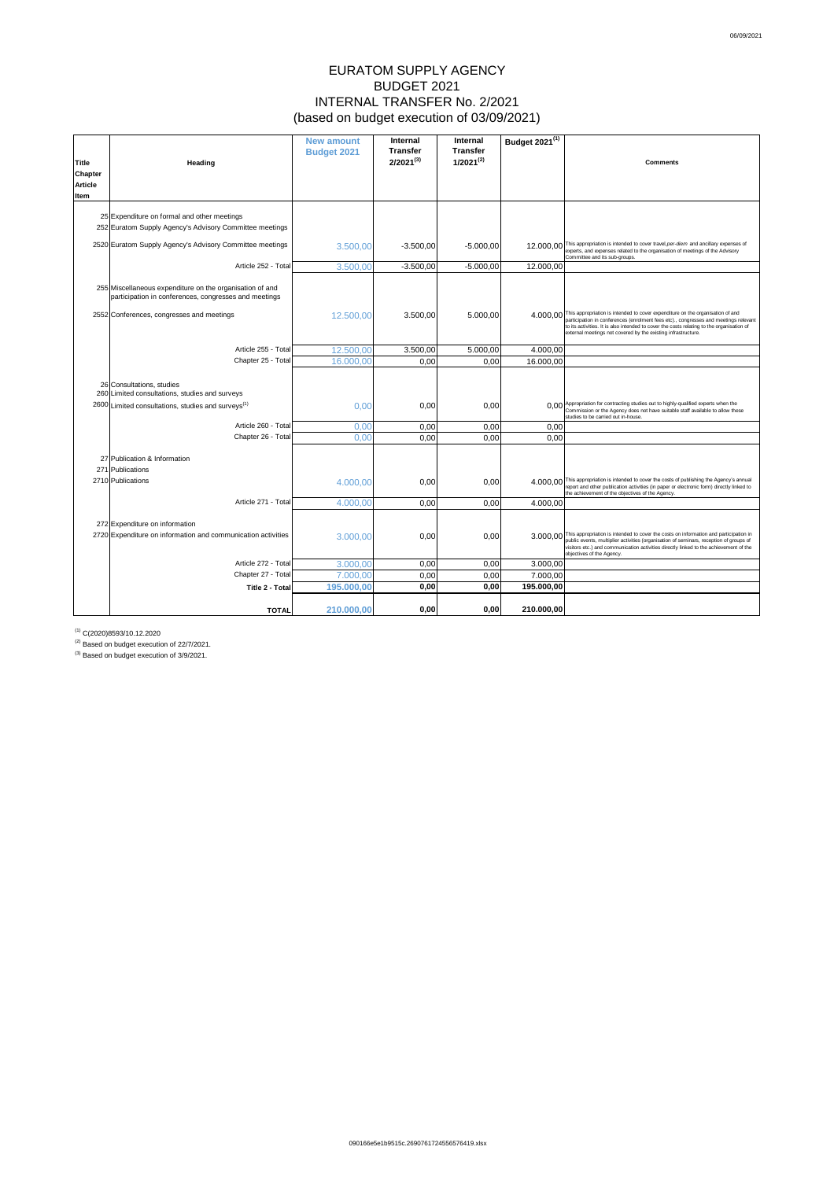# EURATOM SUPPLY AGENCY
## BUDGET 2021
## INTERNAL TRANSFER No. 2/2021
## (based on budget execution of 03/09/2021)

| Title Chapter Article Item | Heading | New amount Budget 2021 | Internal Transfer 2/2021[3] | Internal Transfer 1/2021[2] | Budget 2021[1] | Comments |
|---|---|---|---|---|---|---|
| 25 | Expenditure on formal and other meetings | | | | | |
| 252 | Euratom Supply Agency's Advisory Committee meetings | | | | | |
| 2520 | Euratom Supply Agency's Advisory Committee meetings | 3.500,00 | -3.500,00 | -5.000,00 | 12.000,00 | This appropriation is intended to cover travel, *per-diem* and ancillary expenses of experts, and expenses related to the organisation of meetings of the Advisory Committee and its sub-groups. |
| | Article 252 - Total | 3.500,00 | -3.500,00 | -5.000,00 | 12.000,00 | |
| 255 | Miscellaneous expenditure on the organisation of and participation in conferences, congresses and meetings | | | | | |
| 2552 | Conferences, congresses and meetings | 12.500,00 | 3.500,00 | 5.000,00 | 4.000,00 | This appropriation is intended to cover expenditure on the organisation of and participation in conferences (enrolment fees etc)., congresses and meetings relevant to its activities. It is also intended to cover the costs relating to the organisation of external meetings not covered by the existing infrastructure. |
| | Article 255 - Total | 12.500,00 | 3.500,00 | 5.000,00 | 4.000,00 | |
| | Chapter 25 - Total | 16.000,00 | 0,00 | 0,00 | 16.000,00 | |
| 26 | Consultations, studies | | | | | |
| 260 | Limited consultations, studies and surveys | | | | | |
| 2600 | Limited consultations, studies and surveys[1] | 0,00 | 0,00 | 0,00 | 0,00 | Appropriation for contracting studies out to highly-qualified experts when the Commission or the Agency does not have suitable staff available to allow these studies to be carried out in-house. |
| | Article 260 - Total | 0,00 | 0,00 | 0,00 | 0,00 | |
| | Chapter 26 - Total | 0,00 | 0,00 | 0,00 | 0,00 | |
| 27 | Publication & Information | | | | | |
| 271 | Publications | | | | | |
| 2710 | Publications | 4.000,00 | 0,00 | 0,00 | 4.000,00 | This appropriation is intended to cover the costs of publishing the Agency's annual report and other publication activities (in paper or electronic form) directly linked to the achievement of the objectives of the Agency. |
| | Article 271 - Total | 4.000,00 | 0,00 | 0,00 | 4.000,00 | |
| 272 | Expenditure on information | | | | | |
| 2720 | Expenditure on information and communication activities | 3.000,00 | 0,00 | 0,00 | 3.000,00 | This appropriation is intended to cover the costs on information and participation in public events, multiplier activities (organisation of seminars, reception of groups of visitors etc.) and communication activities directly linked to the achievement of the objectives of the Agency. |
| | Article 272 - Total | 3.000,00 | 0,00 | 0,00 | 3.000,00 | |
| | Chapter 27 - Total | 7.000,00 | 0,00 | 0,00 | 7.000,00 | |
| | **Title 2 - Total** | **195.000,00** | **0,00** | **0,00** | **195.000,00** | |
| | **TOTAL** | **210.000,00** | **0,00** | **0,00** | **210.000,00** | |

[1] C(2020)8593/10.12.2020

[2] Based on budget execution of 22/7/2021.

[3] Based on budget execution of 3/9/2021.